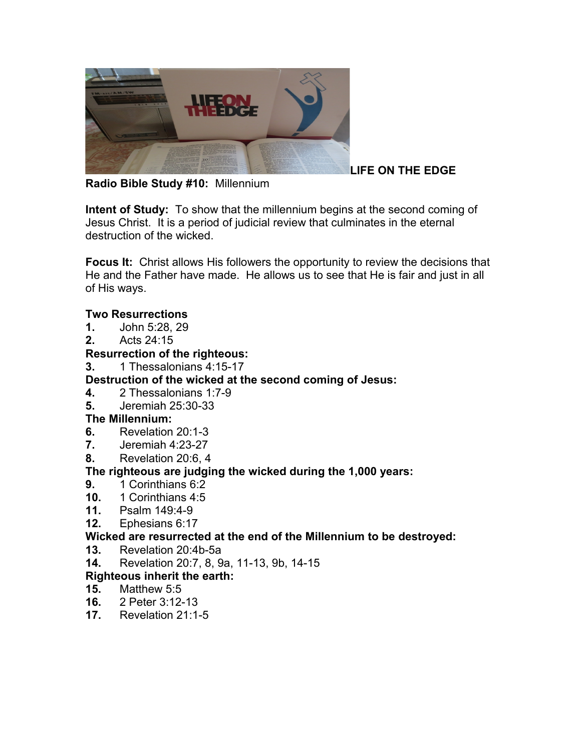**LIFE ON THE EDGE**

**Radio Bible Study #10:** Millennium

**Intent of Study:** To show that the millennium begins at the second coming of Jesus Christ. It is a period of judicial review that culminates in the eternal destruction of the wicked.

**Focus It:** Christ allows His followers the opportunity to review the decisions that He and the Father have made. He allows us to see that He is fair and just in all of His ways.

**Two Resurrections**

**1.** John 5:28, 29
**2.** Acts 24:15

**Resurrection of the righteous:**

**3.** 1 Thessalonians 4:15-17

**Destruction of the wicked at the second coming of Jesus:**

**4.** 2 Thessalonians 1:7-9
**5.** Jeremiah 25:30-33

**The Millennium:**

**6.** Revelation 20:1-3
**7.** Jeremiah 4:23-27
**8.** Revelation 20:6, 4

**The righteous are judging the wicked during the 1,000 years:**

**9.** 1 Corinthians 6:2
**10.** 1 Corinthians 4:5
**11.** Psalm 149:4-9
**12.** Ephesians 6:17

**Wicked are resurrected at the end of the Millennium to be destroyed:**

**13.** Revelation 20:4b-5a
**14.** Revelation 20:7, 8, 9a, 11-13, 9b, 14-15

**Righteous inherit the earth:**

**15.** Matthew 5:5
**16.** 2 Peter 3:12-13
**17.** Revelation 21:1-5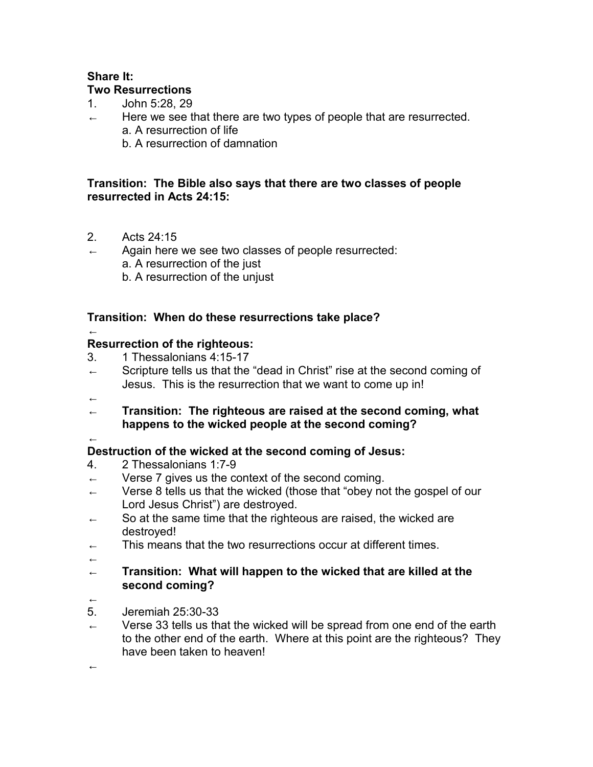**Share It:**
**Two Resurrections**

1. John 5:28, 29

← Here we see that there are two types of people that are resurrected.
   a. A resurrection of life
   b. A resurrection of damnation

**Transition: The Bible also says that there are two classes of people resurrected in Acts 24:15:**

2. Acts 24:15

← Again here we see two classes of people resurrected:
   a. A resurrection of the just
   b. A resurrection of the unjust

**Transition: When do these resurrections take place?**

←

**Resurrection of the righteous:**

3. 1 Thessalonians 4:15-17

← Scripture tells us that the "dead in Christ" rise at the second coming of Jesus. This is the resurrection that we want to come up in!

←

← **Transition: The righteous are raised at the second coming, what happens to the wicked people at the second coming?**

←

**Destruction of the wicked at the second coming of Jesus:**

4. 2 Thessalonians 1:7-9

← Verse 7 gives us the context of the second coming.

← Verse 8 tells us that the wicked (those that "obey not the gospel of our Lord Jesus Christ") are destroyed.

← So at the same time that the righteous are raised, the wicked are destroyed!

← This means that the two resurrections occur at different times.

←

← **Transition: What will happen to the wicked that are killed at the second coming?**

←

5. Jeremiah 25:30-33

← Verse 33 tells us that the wicked will be spread from one end of the earth to the other end of the earth. Where at this point are the righteous? They have been taken to heaven!

←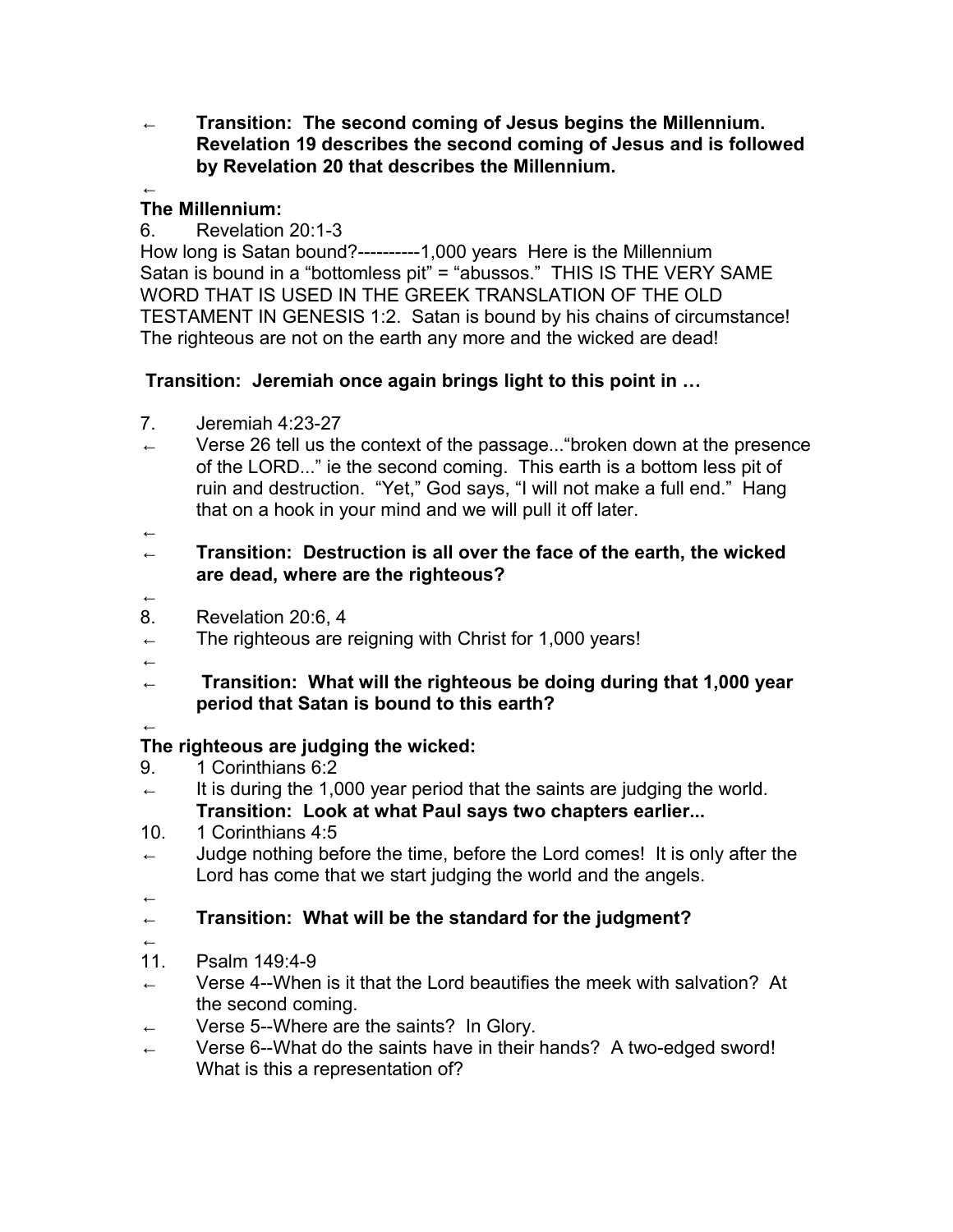← **Transition: The second coming of Jesus begins the Millennium. Revelation 19 describes the second coming of Jesus and is followed by Revelation 20 that describes the Millennium.**

←

**The Millennium:**

6. Revelation 20:1-3

How long is Satan bound?----------1,000 years Here is the Millennium
Satan is bound in a "bottomless pit" = "abussos." THIS IS THE VERY SAME WORD THAT IS USED IN THE GREEK TRANSLATION OF THE OLD TESTAMENT IN GENESIS 1:2. Satan is bound by his chains of circumstance! The righteous are not on the earth any more and the wicked are dead!

**Transition: Jeremiah once again brings light to this point in …**

7. Jeremiah 4:23-27

← Verse 26 tell us the context of the passage..."broken down at the presence of the LORD..." ie the second coming. This earth is a bottom less pit of ruin and destruction. "Yet," God says, "I will not make a full end." Hang that on a hook in your mind and we will pull it off later.

←

← **Transition: Destruction is all over the face of the earth, the wicked are dead, where are the righteous?**

←

8. Revelation 20:6, 4

← The righteous are reigning with Christ for 1,000 years!

←

← **Transition: What will the righteous be doing during that 1,000 year period that Satan is bound to this earth?**

←

**The righteous are judging the wicked:**

9. 1 Corinthians 6:2

← It is during the 1,000 year period that the saints are judging the world.
**Transition: Look at what Paul says two chapters earlier...**

10. 1 Corinthians 4:5

← Judge nothing before the time, before the Lord comes! It is only after the Lord has come that we start judging the world and the angels.

←

← **Transition: What will be the standard for the judgment?**

←

11. Psalm 149:4-9

← Verse 4--When is it that the Lord beautifies the meek with salvation? At the second coming.

← Verse 5--Where are the saints? In Glory.

← Verse 6--What do the saints have in their hands? A two-edged sword! What is this a representation of?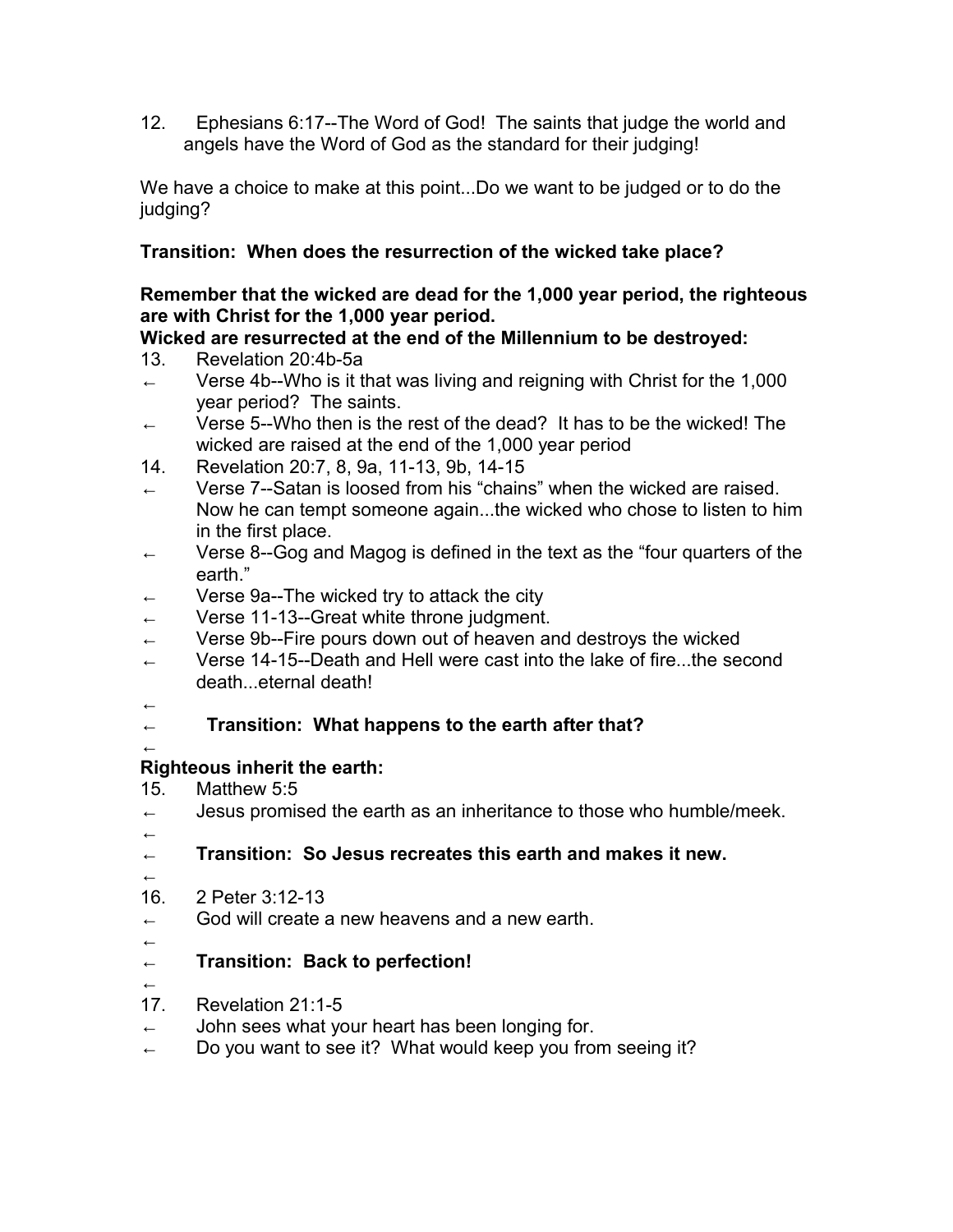12. Ephesians 6:17--The Word of God! The saints that judge the world and angels have the Word of God as the standard for their judging!

We have a choice to make at this point...Do we want to be judged or to do the judging?

**Transition: When does the resurrection of the wicked take place?**

**Remember that the wicked are dead for the 1,000 year period, the righteous are with Christ for the 1,000 year period.**

**Wicked are resurrected at the end of the Millennium to be destroyed:**

13. Revelation 20:4b-5a
    - ← Verse 4b--Who is it that was living and reigning with Christ for the 1,000 year period? The saints.
    - ← Verse 5--Who then is the rest of the dead? It has to be the wicked! The wicked are raised at the end of the 1,000 year period
14. Revelation 20:7, 8, 9a, 11-13, 9b, 14-15
    - ← Verse 7--Satan is loosed from his "chains" when the wicked are raised. Now he can tempt someone again...the wicked who chose to listen to him in the first place.
    - ← Verse 8--Gog and Magog is defined in the text as the "four quarters of the earth."
    - ← Verse 9a--The wicked try to attack the city
    - ← Verse 11-13--Great white throne judgment.
    - ← Verse 9b--Fire pours down out of heaven and destroys the wicked
    - ← Verse 14-15--Death and Hell were cast into the lake of fire...the second death...eternal death!

←

← **Transition: What happens to the earth after that?**

←

**Righteous inherit the earth:**

15. Matthew 5:5
    - ← Jesus promised the earth as an inheritance to those who humble/meek.

←

← **Transition: So Jesus recreates this earth and makes it new.**

←

16. 2 Peter 3:12-13
    - ← God will create a new heavens and a new earth.

←

← **Transition: Back to perfection!**

←

17. Revelation 21:1-5
    - ← John sees what your heart has been longing for.
    - ← Do you want to see it? What would keep you from seeing it?